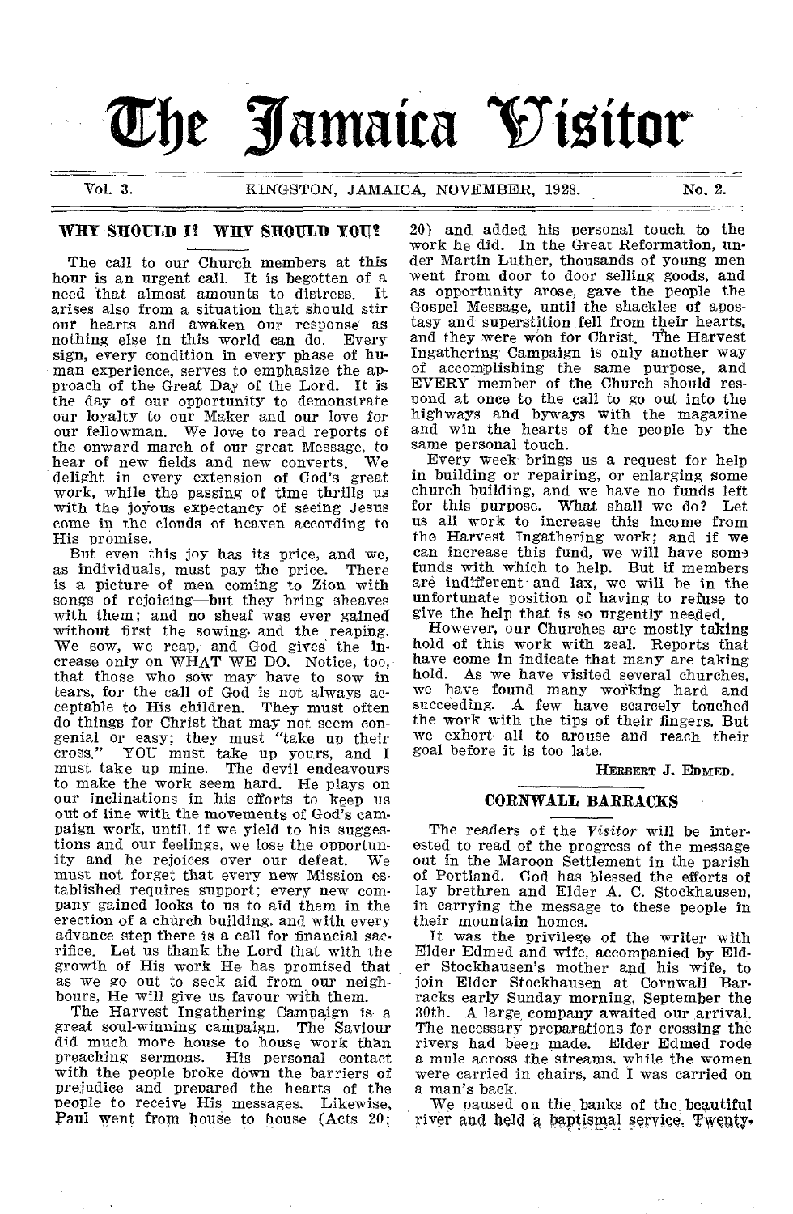# The Jamaica Visitor

Vol. 3. KINGSTON, JAMAICA, NOVEMBER, 1928. No. 2.

## WHY SHOULD I? WHY SHOULD YOU?

The call to our Church members at this hour is an urgent call. It is begotten of a need that almost amounts to distress. It arises also from a situation that should stir our hearts and awaken our response as nothing else in this world can do. Every sign, every condition in every phase of human experience, serves to emphasize the approach of the Great Day of the Lord. It is the day of our opportunity to demonstrate our loyalty to our Maker and our love for our fellowman. We love to read reports of the onward march of our great Message, to hear of new fields and new converts. We delight in every extension of God's great work, while the passing of time thrills us with the joyous expectancy of seeing Jesus come in the clouds of heaven according to His promise.

But even this joy has its price, and we, as individuals, must pay the price. There is a picture of men coming to Zion with songs of rejoicing—but they bring sheaves with them; and no sheaf was ever gained without first the sowing and the reaping. We sow, we reap, and God gives the increase only on WHAT WE DO. Notice, too, that those who sow may have to sow in tears, for the call of God is not always acceptable to His children. They must often do things for Christ that may not seem congenial or easy; they must "take up their cross." YOU must take up yours, and I must take up mine. The devil endeavours to make the work seem hard. He plays on our inclinations in his efforts to keep us out of line with the movements of God's campaign work, until, if we yield to his suggestions and our feelings, we lose the opportunity and he rejoices over our defeat. We must not forget that every new Mission established requires support; every new company gained looks to us to aid them in the erection of a church building, and with every advance step there is a call for financial sacrifice. Let us thank the Lord that with the growth of His work He has promised that as we go out to seek aid from our neighbours, He will give us favour with them.

The Harvest Ingathering Campaign is a great soul-winning campaign. The Saviour did much more house to house work than preaching sermons. His personal contact with the people broke down the barriers of prejudice and prepared the hearts of the people to receive His messages. Likewise, Paul went from house to house (Acts 20: 20) and added his personal touch to the work he did. In the Great Reformation, under Martin Luther, thousands of young men went from door to door selling goods, and as opportunity arose, gave the people the Gospel Message, until the shackles of apostasy and superstition fell from their hearts, and they were won for Christ. The Harvest Ingathering Campaign is only another way of accomplishing the same purpose, and EVERY member of the Church should respond at once to the call to go out into the highways and byways with the magazine and win the hearts of the people by the same personal touch.

Every week brings us a request for help in building or repairing, or enlarging some church building, and we have no funds left for this purpose. What shall we do? Let us all work to increase this income from the Harvest Ingathering work; and if we can increase this fund, we will have some funds with which to help. But if members are indifferent and lax, we will be in the unfortunate position of having to refuse to give the help that is so urgently needed.

However, our Churches are mostly taking hold of this work with zeal. Reports that have come in indicate that many are taking hold. As we have visited several churches, we have found many working hard and succeeding. A few have scarcely touched the work with the tips of their fingers. But we exhort all to arouse and reach their goal before it is too late.

HERBERT J. EDMED.

## CORNWALL BARRACKS

The readers of the *Visitor* will be interested to read of the progress of the message out in the Maroon Settlement in the parish of Portland. God has blessed the efforts of lay brethren and Elder A. C. Stockhausen, in carrying the message to these people in their mountain homes.

It was the privilege of the writer with Elder Edmed and wife, accompanied by Elder Stockhausen's mother and his wife, to join Elder Stockhausen at Cornwall Barracks early Sunday morning, September the 30th. A large company awaited our arrival. The necessary preparations for crossing the rivers had been made. Elder Edmed rode a mule across the streams, while the women were carried in chairs, and I was carried on a man's back.

We paused on the banks of the beautiful river and held a baptismal service. Twenty-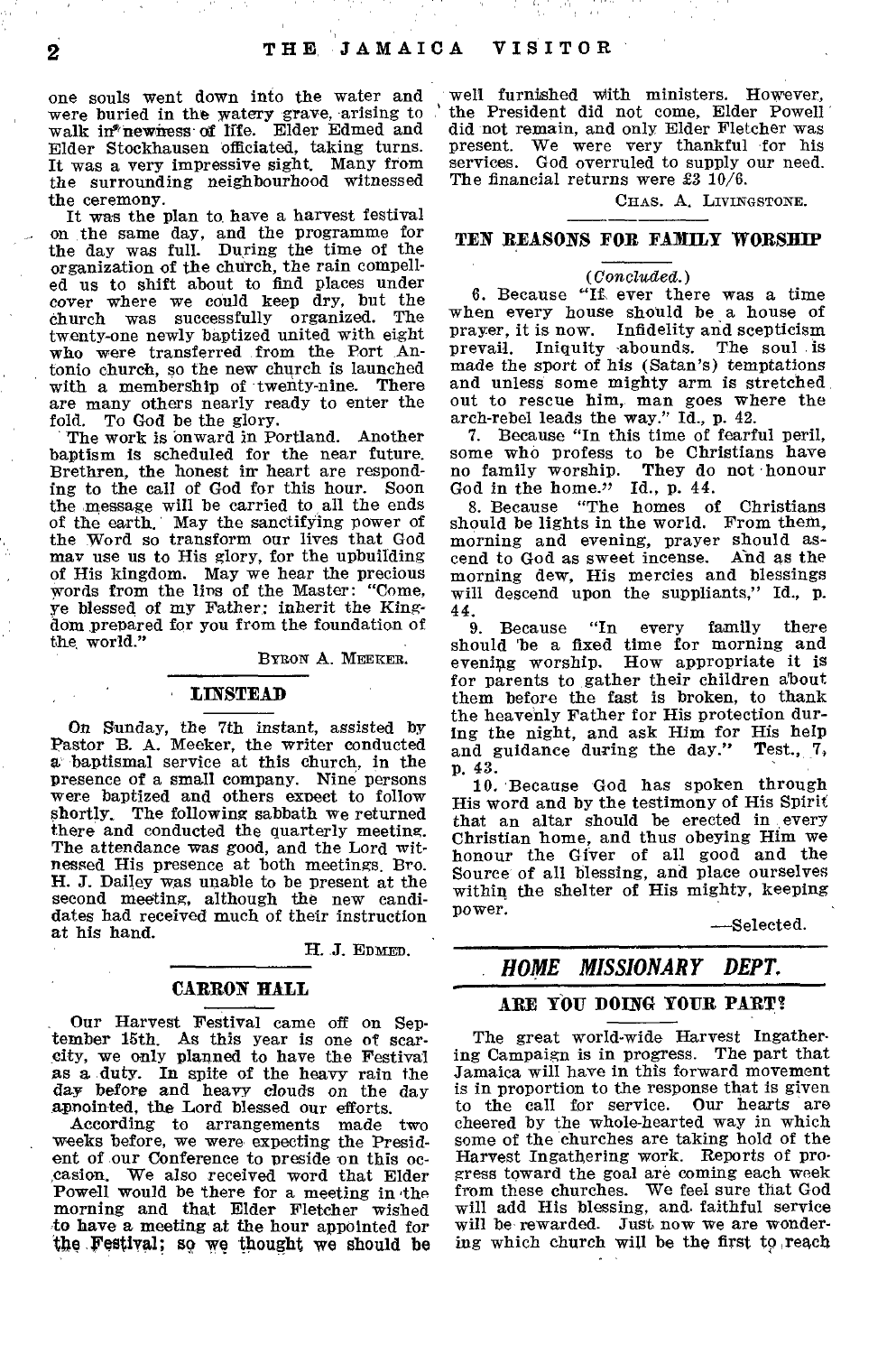one souls went down into the water and were buried in the watery grave, arising to walk in newness of life. Elder Edmed and Elder Stockhausen officiated, taking turns. It was a very impressive sight. Many from the surrounding neighbourhood witnessed the ceremony.

It was the plan to have a harvest festival on the same day, and the programme for the day was full. During the time of the organization of the church, the rain compelled us to shift about to find places under cover where we could keep dry, but the church was successfully organized. The twenty-one newly baptized united with eight who were transferred from the Port Antonio church, so the new church is launched with a membership of twenty-nine. There are many others nearly ready to enter the fold. To God be the glory.

The work is onward in Portland. Another baptism is scheduled for the near future. Brethren, the honest in heart are responding to the call of God for this hour. Soon the message will be carried to all the ends of the earth. May the sanctifying power of the Word so transform our lives that God may use us to His glory, for the upbuilding of His kingdom. May we hear the precious words from the lips of the Master: "Come, ye blessed of my Father: inherit the Kingdom prepared for you from the foundation of the world."

BYRON A. MEEKER.

## LINSTEAD

On Sunday, the 7th instant, assisted by Pastor B. A. Meeker, the writer conducted a baptismal service at this church, in the presence of a small company. Nine persons were baptized and others expect to follow shortly. The following sabbath we returned there and conducted the quarterly meeting. The attendance was good, and the Lord witnessed His presence at both meetings. Bro. H. J. Dailey was unable to be present at the second meeting, although the new candidates had received much of their instruction at his hand.

H. J. EDMED.

## CARRON HALL

Our Harvest Festival came off on September 15th. As this year is one of scarcity, we only planned to have the Festival as a duty. In spite of the heavy rain the day before and heavy clouds on the day appointed, the Lord blessed our efforts.

According to arrangements made two weeks before, we were expecting the President of our Conference to preside on this occasion. We also received word that Elder Powell would be there for a meeting in the morning and that Elder Fletcher wished to have a meeting at the hour appointed for the Festival; so we thought we should be well furnished with ministers. However, the President did not come, Elder Powell did not remain, and only Elder Fletcher was present. We were very thankful for his services. God overruled to supply our need. The financial returns were £3 10/6.

CHAS. A. LIVINGSTONE.

## TEN REASONS FOR FAMILY WORSHIP

*(Concluded.)*

6. Because "If ever there was a time when every house should be a house of prayer, it is now. Infidelity and scepticism prevail. Iniquity abounds. The soul is made the sport of his (Satan's) temptations and unless some mighty arm is stretched out to rescue him, man goes where the arch-rebel leads the way." Id., p. 42.

7. Because "In this time of fearful peril, some who profess to be Christians have no family worship. They do not honour God in the home." Id., p. 44.

8. Because "The homes of Christians should be lights in the world. From them, morning and evening, prayer should ascend to God as sweet incense. And as the morning dew, His mercies and blessings will descend upon the suppliants," Id., p. 44.

9. Because "In every family there should be a fixed time for morning and evening worship. How appropriate it is for parents to gather their children about them before the fast is broken, to thank the heavenly Father for His protection during the night, and ask Him for His help and guidance during the day." Test., 7, p. 43.

10. Because God has spoken through His word and by the testimony of His Spirit that an altar should be erected in every Christian home, and thus obeying Him we honour the Giver of all good and the Source of all blessing, and place ourselves within the shelter of His mighty, keeping power.

—Selected.

## *HOME MISSIONARY DEPT.*

### ARE YOU DOING YOUR PART?

The great world-wide Harvest Ingathering Campaign is in progress. The part that Jamaica will have in this forward movement is in proportion to the response that is given to the call for service. Our hearts are cheered by the whole-hearted way in which some of the churches are taking hold of the Harvest Ingathering work. Reports of progress toward the goal are coming each week from these churches. We feel sure that God will add His blessing, and faithful service will be rewarded. Just now we are wondering which church will be the first to reach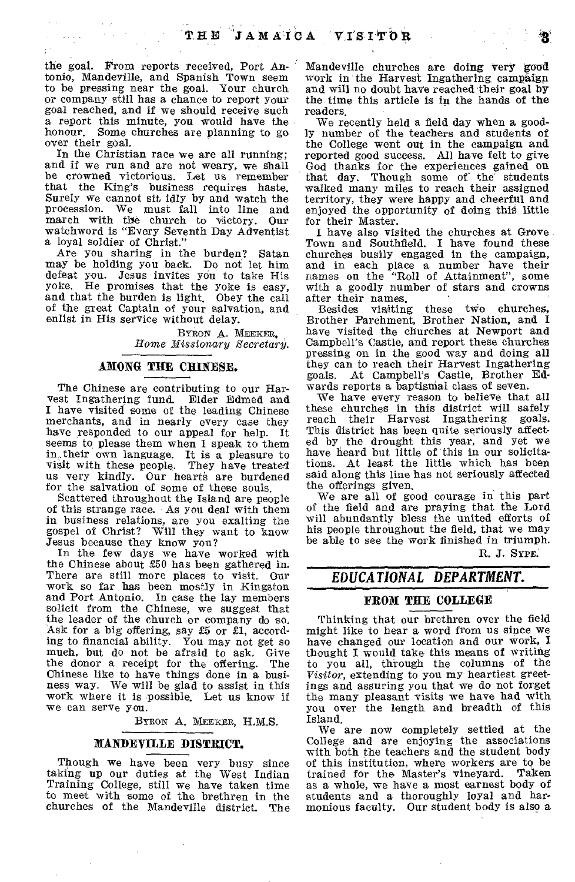the goal. From reports received, Port Antonio, Mandeville, and Spanish Town seem to be pressing near the goal. Your church or company still has a chance to report your goal reached, and if we should receive such a report this minute, you would have the honour. Some churches are planning to go over their goal.

In the Christian race we are all running; and if we run and are not weary, we shall be crowned victorious. Let us remember that the King's business requires haste. Surely we cannot sit idly by and watch the procession. We must fall into line and march with the church to victory. Our watchword is "Every Seventh Day Adventist a loyal soldier of Christ."

Are you sharing in the burden? Satan may be holding you back. Do not let him defeat you. Jesus invites you to take His yoke. He promises that the yoke is easy, and that the burden is light. Obey the call of the great Captain of your salvation, and enlist in His service without delay.

BYRON A. MEEKER,
*Home Missionary Secretary.*

## AMONG THE CHINESE.

The Chinese are contributing to our Harvest Ingathering fund. Elder Edmed and I have visited some of the leading Chinese merchants, and in nearly every case they have responded to our appeal for help. It seems to please them when I speak to them in their own language. It is a pleasure to visit with these people. They have treated us very kindly. Our hearts are burdened for the salvation of some of these souls.

Scattered throughout the Island are people of this strange race. As you deal with them in business relations, are you exalting the gospel of Christ? Will they want to know Jesus because they know you?

In the few days we have worked with the Chinese about £50 has been gathered in. There are still more places to visit. Our work so far has been mostly in Kingston and Port Antonio. In case the lay members solicit from the Chinese, we suggest that the leader of the church or company do so. Ask for a big offering, say £5 or £1, according to financial ability. You may not get so much, but do not be afraid to ask. Give the donor a receipt for the offering. The Chinese like to have things done in a business way. We will be glad to assist in this work where it is possible. Let us know if we can serve you.

BYRON A. MEEKER, H.M.S.

## MANDEVILLE DISTRICT.

Though we have been very busy since taking up our duties at the West Indian Training College, still we have taken time to meet with some of the brethren in the churches of the Mandeville district. The Mandeville churches are doing very good work in the Harvest Ingathering campaign and will no doubt have reached their goal by the time this article is in the hands of the readers.

We recently held a field day when a goodly number of the teachers and students of the College went out in the campaign and reported good success. All have felt to give God thanks for the experiences gained on that day. Though some of the students walked many miles to reach their assigned territory, they were happy and cheerful and enjoyed the opportunity of doing this little for their Master.

I have also visited the churches at Grove Town and Southfield. I have found these churches busily engaged in the campaign, and in each place a number have their names on the "Roll of Attainment", some with a goodly number of stars and crowns after their names.

Besides visiting these two churches, Brother Parchment, Brother Nation, and I have visited the churches at Newport and Campbell's Castle, and report these churches pressing on in the good way and doing all they can to reach their Harvest Ingathering goals. At Campbell's Castle, Brother Edwards reports a baptismal class of seven.

We have every reason to believe that all these churches in this district will safely reach their Harvest Ingathering goals. This district has been quite seriously affected by the drought this year, and yet we have heard but little of this in our solicitations. At least the little which has been said along this line has not seriously affected the offerings given.

We are all of good courage in this part of the field and are praying that the Lord will abundantly bless the united efforts of his people throughout the field, that we may be able to see the work finished in triumph.

R. J. SYPE.

# *EDUCATIONAL DEPARTMENT.*

## FROM THE COLLEGE

Thinking that our brethren over the field might like to hear a word from us since we have changed our location and our work, I thought I would take this means of writing to you all, through the columns of the *Visitor*, extending to you my heartiest greetings and assuring you that we do not forget the many pleasant visits we have had with you over the length and breadth of this Island.

We are now completely settled at the College and are enjoying the associations with both the teachers and the student body of this institution, where workers are to be trained for the Master's vineyard. Taken as a whole, we have a most earnest body of students and a thoroughly loyal and harmonious faculty. Our student body is also a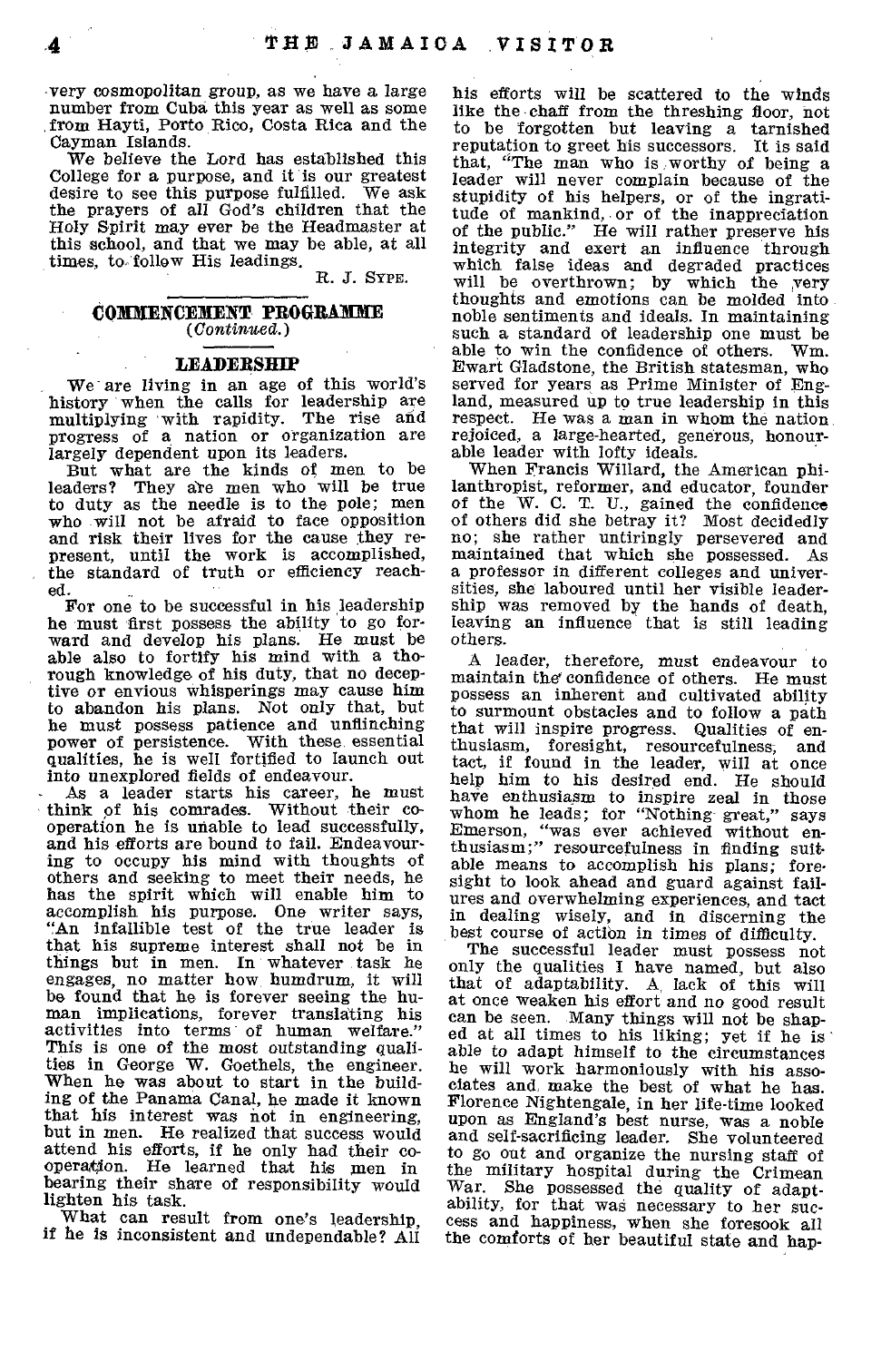very cosmopolitan group, as we have a large number from Cuba this year as well as some from Hayti, Porto Rico, Costa Rica and the Cayman Islands.

We believe the Lord has established this College for a purpose, and it is our greatest desire to see this purpose fulfilled. We ask the prayers of all God's children that the Holy Spirit may ever be the Headmaster at this school, and that we may be able, at all times, to follow His leadings.

R. J. SYPE.

## COMMENCEMENT PROGRAMME
*(Continued.)*

### LEADERSHIP

We are living in an age of this world's history when the calls for leadership are multiplying with rapidity. The rise and progress of a nation or organization are largely dependent upon its leaders.

But what are the kinds of men to be leaders? They are men who will be true to duty as the needle is to the pole; men who will not be afraid to face opposition and risk their lives for the cause they represent, until the work is accomplished, the standard of truth or efficiency reached.

For one to be successful in his leadership he must first possess the ability to go forward and develop his plans. He must be able also to fortify his mind with a thorough knowledge of his duty, that no deceptive or envious whisperings may cause him to abandon his plans. Not only that, but he must possess patience and unflinching power of persistence. With these essential qualities, he is well fortified to launch out into unexplored fields of endeavour.

As a leader starts his career, he must think of his comrades. Without their cooperation he is unable to lead successfully, and his efforts are bound to fail. Endeavouring to occupy his mind with thoughts of others and seeking to meet their needs, he has the spirit which will enable him to accomplish his purpose. One writer says, "An infallible test of the true leader is that his supreme interest shall not be in things but in men. In whatever task he engages, no matter how humdrum, it will be found that he is forever seeing the human implications, forever translating his activities into terms of human welfare." This is one of the most outstanding qualities in George W. Goethels, the engineer. When he was about to start in the building of the Panama Canal, he made it known that his interest was not in engineering, but in men. He realized that success would attend his efforts, if he only had their cooperation. He learned that his men in bearing their share of responsibility would lighten his task.

What can result from one's leadership, if he is inconsistent and undependable? All his efforts will be scattered to the winds like the chaff from the threshing floor, not to be forgotten but leaving a tarnished reputation to greet his successors. It is said that, "The man who is worthy of being a leader will never complain because of the stupidity of his helpers, or of the ingratitude of mankind, or of the inappreciation of the public." He will rather preserve his integrity and exert an influence through which false ideas and degraded practices will be overthrown; by which the very thoughts and emotions can be molded into noble sentiments and ideals. In maintaining such a standard of leadership one must be able to win the confidence of others. Wm. Ewart Gladstone, the British statesman, who served for years as Prime Minister of England, measured up to true leadership in this respect. He was a man in whom the nation rejoiced, a large-hearted, generous, honourable leader with lofty ideals.

When Francis Willard, the American philanthropist, reformer, and educator, founder of the W. C. T. U., gained the confidence of others did she betray it? Most decidedly no; she rather untiringly persevered and maintained that which she possessed. As a professor in different colleges and universities, she laboured until her visible leadership was removed by the hands of death, leaving an influence that is still leading others.

A leader, therefore, must endeavour to maintain the confidence of others. He must possess an inherent and cultivated ability to surmount obstacles and to follow a path that will inspire progress. Qualities of enthusiasm, foresight, resourcefulness, and tact, if found in the leader, will at once help him to his desired end. He should have enthusiasm to inspire zeal in those whom he leads; for "Nothing great," says Emerson, "was ever achieved without enthusiasm;" resourcefulness in finding suitable means to accomplish his plans; foresight to look ahead and guard against failures and overwhelming experiences, and tact in dealing wisely, and in discerning the best course of action in times of difficulty.

The successful leader must possess not only the qualities I have named, but also that of adaptability. A lack of this will at once weaken his effort and no good result can be seen. Many things will not be shaped at all times to his liking; yet if he is able to adapt himself to the circumstances he will work harmoniously with his associates and make the best of what he has. Florence Nightengale, in her life-time looked upon as England's best nurse, was a noble and self-sacrificing leader. She volunteered to go out and organize the nursing staff of the military hospital during the Crimean War. She possessed the quality of adaptability, for that was necessary to her success and happiness, when she forsook all the comforts of her beautiful state and hap-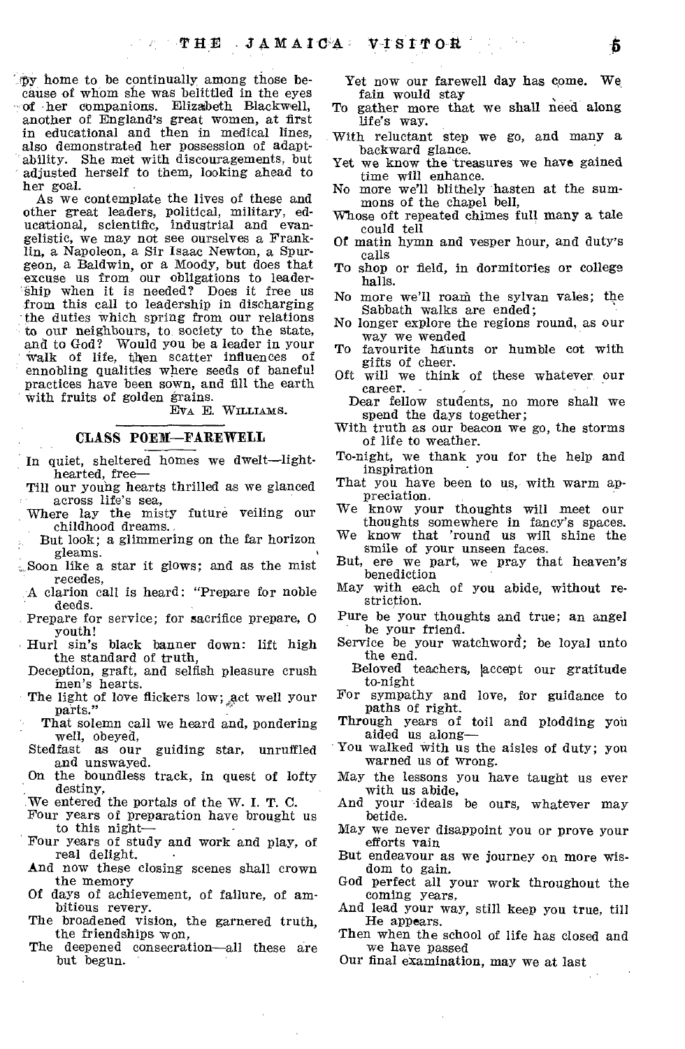py home to be continually among those because of whom she was belittled in the eyes of her companions. Elizabeth Blackwell, another of England's great women, at first in educational and then in medical lines, also demonstrated her possession of adaptability. She met with discouragements, but adjusted herself to them, looking ahead to her goal.

As we contemplate the lives of these and other great leaders, political, military, educational, scientific, industrial and evangelistic, we may not see ourselves a Franklin, a Napoleon, a Sir Isaac Newton, a Spurgeon, a Baldwin, or a Moody, but does that excuse us from our obligations to leadership when it is needed? Does it free us from this call to leadership in discharging the duties which spring from our relations to our neighbours, to society to the state, and to God? Would you be a leader in your walk of life, then scatter influences of ennobling qualities where seeds of baneful practices have been sown, and fill the earth with fruits of golden grains.

EVA E. WILLIAMS.

## CLASS POEM—FAREWELL

In quiet, sheltered homes we dwelt—lighthearted, free—
Till our young hearts thrilled as we glanced across life's sea,
Where lay the misty future veiling our childhood dreams.
But look; a glimmering on the far horizon gleams.
Soon like a star it glows; and as the mist recedes,
A clarion call is heard: "Prepare for noble deeds.
Prepare for service; for sacrifice prepare, O youth!
Hurl sin's black banner down: lift high the standard of truth,
Deception, graft, and selfish pleasure crush men's hearts.
The light of love flickers low; act well your parts."

That solemn call we heard and, pondering well, obeyed,
Stedfast as our guiding star, unruffled and unswayed.
On the boundless track, in quest of lofty destiny,
We entered the portals of the W. I. T. C.
Four years of preparation have brought us to this night—
Four years of study and work and play, of real delight.
And now these closing scenes shall crown the memory
Of days of achievement, of failure, of ambitious revery.
The broadened vision, the garnered truth, the friendships won,
The deepened consecration—all these are but begun.

Yet now our farewell day has come. We fain would stay
To gather more that we shall need along life's way.
With reluctant step we go, and many a backward glance.
Yet we know the treasures we have gained time will enhance.
No more we'll blithely hasten at the summons of the chapel bell,
Whose oft repeated chimes full many a tale could tell
Of matin hymn and vesper hour, and duty's calls
To shop or field, in dormitories or college halls.
No more we'll roam the sylvan vales; the Sabbath walks are ended;
No longer explore the regions round, as our way we wended
To favourite haunts or humble cot with gifts of cheer.
Oft will we think of these whatever our career.

Dear fellow students, no more shall we spend the days together;
With truth as our beacon we go, the storms of life to weather.
To-night, we thank you for the help and inspiration
That you have been to us, with warm appreciation.
We know your thoughts will meet our thoughts somewhere in fancy's spaces.
We know that 'round us will shine the smile of your unseen faces.
But, ere we part, we pray that heaven's benediction
May with each of you abide, without restriction.
Pure be your thoughts and true; an angel be your friend.
Service be your watchword; be loyal unto the end.

Beloved teachers, accept our gratitude to-night
For sympathy and love, for guidance to paths of right.
Through years of toil and plodding you aided us along—
You walked with us the aisles of duty; you warned us of wrong.
May the lessons you have taught us ever with us abide,
And your ideals be ours, whatever may betide.
May we never disappoint you or prove your efforts vain
But endeavour as we journey on more wisdom to gain.
God perfect all your work throughout the coming years,
And lead your way, still keep you true, till He appears.
Then when the school of life has closed and we have passed
Our final examination, may we at last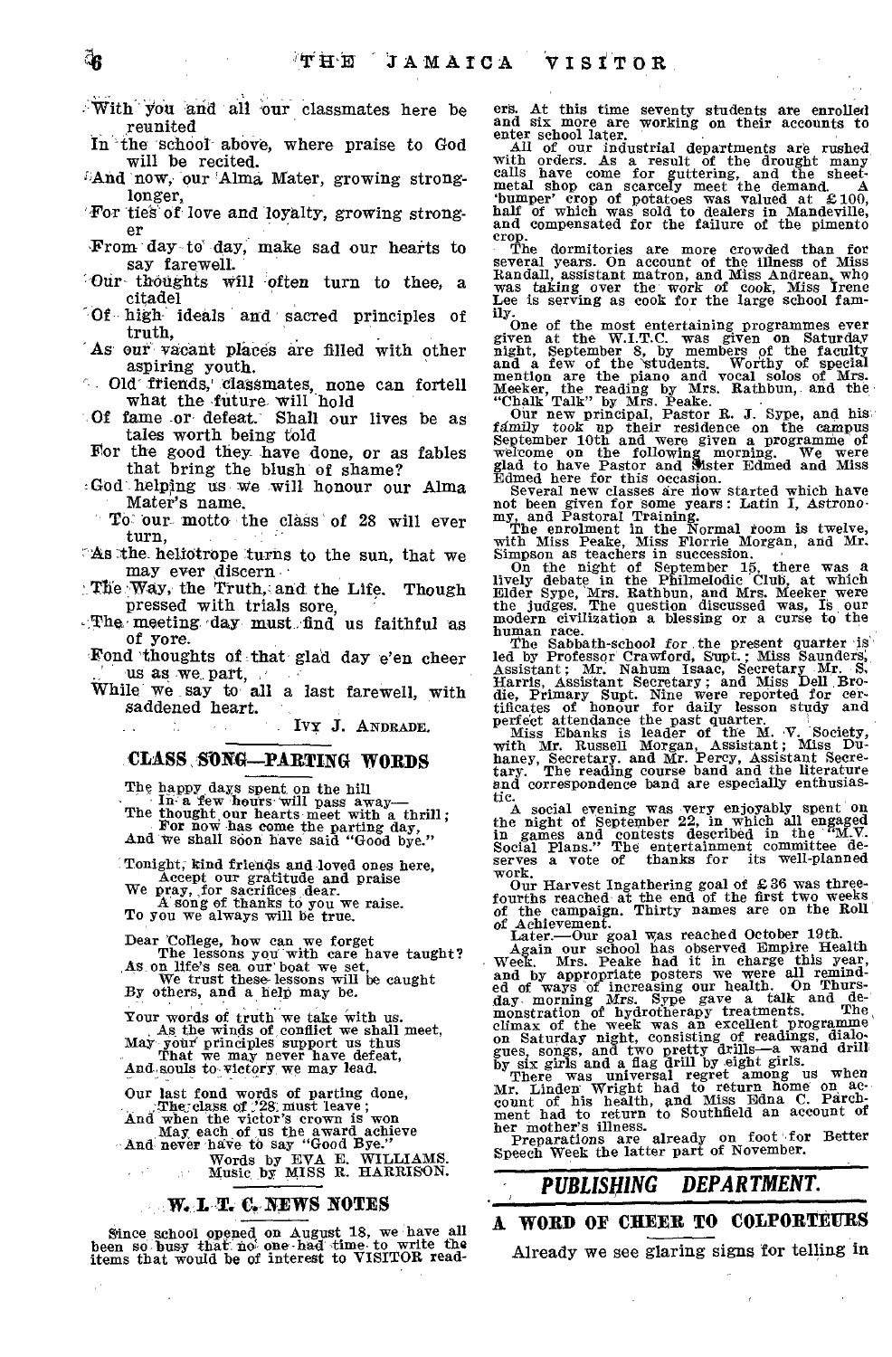With you and all our classmates here be reunited
In the school above, where praise to God will be recited.
And now, our Alma Mater, growing stronglonger,
For ties of love and loyalty, growing stronger
From day to day, make sad our hearts to say farewell.
Our thoughts will often turn to thee, a citadel
Of high ideals and sacred principles of truth,
As our vacant places are filled with other aspiring youth.
Old friends, classmates, none can fortell what the future will hold
Of fame or defeat. Shall our lives be as tales worth being told
For the good they have done, or as fables that bring the blush of shame?
God helping us we will honour our Alma Mater's name.
To our motto the class of 28 will ever turn,
As the heliotrope turns to the sun, that we may ever discern
The Way, the Truth, and the Life. Though pressed with trials sore,
The meeting day must find us faithful as of yore.
Fond thoughts of that glad day e'en cheer us as we part,
While we say to all a last farewell, with saddened heart.

IVY J. ANDRADE.

## CLASS SONG—PARTING WORDS

The happy days spent on the hill
In a few hours will pass away—
The thought our hearts meet with a thrill;
For now has come the parting day,
And we shall soon have said "Good bye."

Tonight, kind friends and loved ones here,
Accept our gratitude and praise
We pray, for sacrifices dear.
A song of thanks to you we raise.
To you we always will be true.

Dear College, how can we forget
The lessons you with care have taught?
As on life's sea our boat we set,
We trust these lessons will be caught
By others, and a help may be.

Your words of truth we take with us.
As the winds of conflict we shall meet,
May your principles support us thus
That we may never have defeat,
And souls to victory we may lead.

Our last fond words of parting done,
The class of '28 must leave;
And when the victor's crown is won
May each of us the award achieve
And never have to say "Good Bye."

Words by EVA E. WILLIAMS.
Music by MISS R. HARRISON.

## W. I. T. C. NEWS NOTES

Since school opened on August 18, we have all been so busy that no one had time to write the items that would be of interest to VISITOR readers. At this time seventy students are enrolled and six more are working on their accounts to enter school later.

All of our industrial departments are rushed with orders. As a result of the drought many calls have come for guttering, and the sheet-metal shop can scarcely meet the demand. A 'bumper' crop of potatoes was valued at £100, half of which was sold to dealers in Mandeville, and compensated for the failure of the pimento crop.

The dormitories are more crowded than for several years. On account of the illness of Miss Randall, assistant matron, and Miss Andrean, who was taking over the work of cook, Miss Irene Lee is serving as cook for the large school family.

One of the most entertaining programmes ever given at the W.I.T.C. was given on Saturday night, September 8, by members of the faculty and a few of the students. Worthy of special mention are the piano and vocal solos of Mrs. Meeker, the reading by Mrs. Rathbun, and the "Chalk Talk" by Mrs. Peake.

Our new principal, Pastor R. J. Sype, and his family took up their residence on the campus September 10th and were given a programme of welcome on the following morning. We were glad to have Pastor and Sister Edmed and Miss Edmed here for this occasion.

Several new classes are now started which have not been given for some years: Latin I, Astronomy, and Pastoral Training.

The enrolment in the Normal room is twelve, with Miss Peake, Miss Florrie Morgan, and Mr. Simpson as teachers in succession.

On the night of September 15, there was a lively debate in the Philmelodic Club, at which Elder Sype, Mrs. Rathbun, and Mrs. Meeker were the judges. The question discussed was, Is our modern civilization a blessing or a curse to the human race.

The Sabbath-school for the present quarter is led by Professor Crawford, Supt.; Miss Saunders, Assistant; Mr. Nahum Isaac, Secretary Mr. S. Harris, Assistant Secretary; and Miss Dell Brodie, Primary Supt. Nine were reported for certificates of honour for daily lesson study and perfect attendance the past quarter.

Miss Ebanks is leader of the M. V. Society, with Mr. Russell Morgan, Assistant; Miss Duhaney, Secretary, and Mr. Percy, Assistant Secretary. The reading course band and the literature and correspondence band are especially enthusiastic.

A social evening was very enjoyably spent on the night of September 22, in which all engaged in games and contests described in the "M.V. Social Plans." The entertainment committee deserves a vote of thanks for its well-planned work.

Our Harvest Ingathering goal of £36 was three-fourths reached at the end of the first two weeks of the campaign. Thirty names are on the Roll of Achievement.

Later.—Our goal was reached October 19th.

Again our school has observed Empire Health Week. Mrs. Peake had it in charge this year, and by appropriate posters we were all reminded of ways of increasing our health. On Thursday morning Mrs. Sype gave a talk and demonstration of hydrotherapy treatments. The climax of the week was an excellent programme on Saturday night, consisting of readings, dialogues, songs, and two pretty drills—a wand drill by six girls and a flag drill by eight girls.

There was universal regret among us when Mr. Linden Wright had to return home on account of his health, and Miss Edna C. Parchment had to return to Southfield an account of her mother's illness.

Preparations are already on foot for Better Speech Week the latter part of November.

## PUBLISHING DEPARTMENT.

## A WORD OF CHEER TO COLPORTEURS

Already we see glaring signs for telling in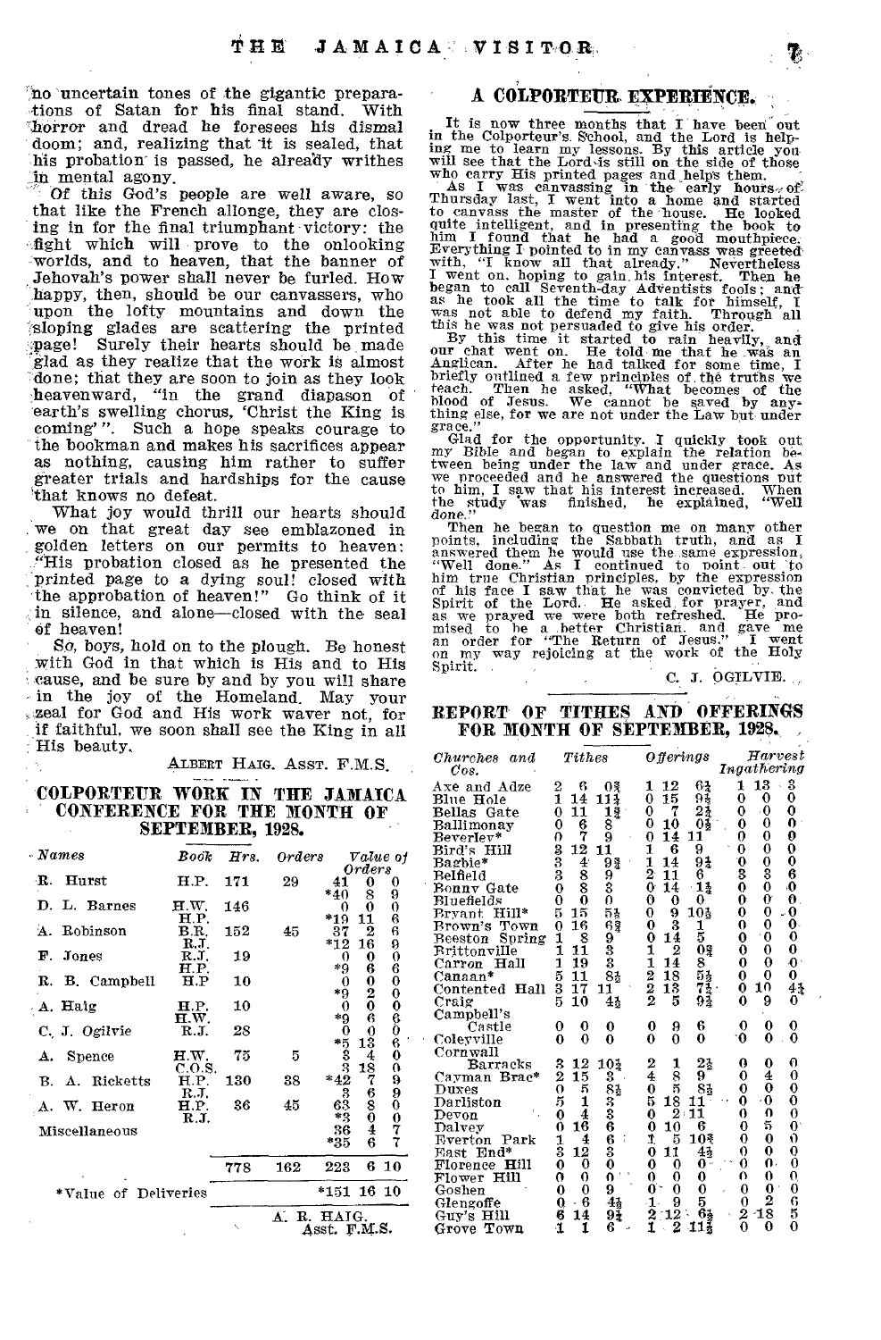no uncertain tones of the gigantic preparations of Satan for his final stand. With horror and dread he foresees his dismal doom; and, realizing that it is sealed, that his probation is passed, he already writhes in mental agony.

Of this God's people are well aware, so that like the French allonge, they are closing in for the final triumphant victory: the fight which will prove to the onlooking worlds, and to heaven, that the banner of Jehovah's power shall never be furled. How happy, then, should be our canvassers, who upon the lofty mountains and down the sloping glades are scattering the printed page! Surely their hearts should be made glad as they realize that the work is almost done; that they are soon to join as they look heavenward, "in the grand diapason of earth's swelling chorus, 'Christ the King is coming'". Such a hope speaks courage to the bookman and makes his sacrifices appear as nothing, causing him rather to suffer greater trials and hardships for the cause that knows no defeat.

What joy would thrill our hearts should we on that great day see emblazoned in golden letters on our permits to heaven: "His probation closed as he presented the printed page to a dying soul! closed with the approbation of heaven!" Go think of it in silence, and alone—closed with the seal of heaven!

So, boys, hold on to the plough. Be honest with God in that which is His and to His cause, and be sure by and by you will share in the joy of the Homeland. May your zeal for God and His work waver not, for if faithful, we soon shall see the King in all His beauty.

ALBERT HAIG. ASST. F.M.S.

## COLPORTEUR WORK IN THE JAMAICA CONFERENCE FOR THE MONTH OF SEPTEMBER, 1928.

| Names | Book | Hrs. | Orders | Value of Orders | | |
|---|---|---|---|---|---|---|
| R. Hurst | H.P. | 171 | 29 | 41 | 0 | 0 |
| | | | | *40 | 8 | 9 |
| D. L. Barnes | H.W. | 146 | | 0 | 0 | 0 |
| | H.P. | | | *19 | 11 | 6 |
| A. Robinson | B.R. | 152 | 45 | 37 | 2 | 6 |
| | R.J. | | | *12 | 16 | 9 |
| F. Jones | R.J. | 19 | | 0 | 0 | 0 |
| | H.P. | | | *9 | 6 | 6 |
| R. B. Campbell | H.P | 10 | | 0 | 0 | 0 |
| | | | | *9 | 2 | 0 |
| A. Haig | H.P. | 10 | | 0 | 0 | 0 |
| | H.W. | | | *9 | 6 | 6 |
| C. J. Ogilvie | R.J. | 28 | | 0 | 0 | 0 |
| | | | | *5 | 13 | 6 |
| A. Spence | H.W. | 75 | 5 | 3 | 4 | 0 |
| | C.O.S. | | | 3 | 18 | 0 |
| B. A. Ricketts | H.P. | 130 | 38 | *42 | 7 | 9 |
| | R.J. | | | 3 | 6 | 9 |
| A. W. Heron | H.P. | 36 | 45 | 63 | 8 | 0 |
| | R.J. | | | *3 | 0 | 0 |
| Miscellaneous | | | | 36 | 4 | 7 |
| | | | | *35 | 6 | 7 |
| | | 778 | 162 | 223 | 6 | 10 |
| *Value of Deliveries | | | | *151 | 16 | 10 |

A. R. HAIG.
Asst. F.M.S.

## A COLPORTEUR EXPERIENCE.

It is now three months that I have been out in the Colporteur's School, and the Lord is helping me to learn my lessons. By this article you will see that the Lord is still on the side of those who carry His printed pages and helps them.

As I was canvassing in the early hours of Thursday last, I went into a home and started to canvass the master of the house. He looked quite intelligent, and in presenting the book to him I found that he had a good mouthpiece. Everything I pointed to in my canvass was greeted with, "I know all that already." Nevertheless I went on, hoping to gain his interest. Then he began to call Seventh-day Adventists fools; and as he took all the time to talk for himself, I was not able to defend my faith. Through all this he was not persuaded to give his order.

By this time it started to rain heavily, and our chat went on. He told me that he was an Anglican. After he had talked for some time, I briefly outlined a few principles of the truths we teach. Then he asked, "What becomes of the blood of Jesus. We cannot be saved by anything else, for we are not under the Law but under grace."

Glad for the opportunity, I quickly took out my Bible and began to explain the relation between being under the law and under grace. As we proceeded and he answered the questions put to him, I saw that his interest increased. When the study was finished, he explained, "Well done."

Then he began to question me on many other points, including the Sabbath truth, and as I answered them he would use the same expression, "Well done." As I continued to point out to him true Christian principles, by the expression of his face I saw that he was convicted by the Spirit of the Lord. He asked for prayer, and as we prayed we were both refreshed. He promised to be a better Christian, and gave me an order for "The Return of Jesus." I went on my way rejoicing at the work of the Holy Spirit.

C. J. OGILVIE.

## REPORT OF TITHES AND OFFERINGS FOR MONTH OF SEPTEMBER, 1928.

| *Churches and Cos.* | *Tithes* | | | *Offerings* | | | *Harvest Ingathering* | | |
|---|---|---|---|---|---|---|---|---|---|
| Axe and Adze | 2 | 6 | 0¾ | 1 | 12 | 6½ | 1 | 13 | 3 |
| Blue Hole | 1 | 14 | 11¼ | 0 | 15 | 9½ | 0 | 0 | 0 |
| Bellas Gate | 0 | 11 | 1¾ | 0 | 7 | 2¼ | 0 | 0 | 0 |
| Ballimonay | 0 | 6 | 8 | 0 | 10 | 0½ | 0 | 0 | 0 |
| Beverley* | 0 | 7 | 9 | 0 | 14 | 11 | 0 | 0 | 0 |
| Bird's Hill | 3 | 12 | 11 | 1 | 6 | 9 | 0 | 0 | 0 |
| Bagbie* | 3 | 4 | 9¾ | 1 | 14 | 9¼ | 0 | 0 | 0 |
| Belfield | 3 | 8 | 9 | 2 | 11 | 6 | 3 | 3 | 6 |
| Bonny Gate | 0 | 8 | 3 | 0 | 14 | 1¼ | 0 | 0 | 0 |
| Bluefields | 0 | 0 | 0 | 0 | 0 | 0 | 0 | 0 | 0 |
| Bryant Hill* | 5 | 15 | 5½ | 0 | 9 | 10½ | 0 | 0 | 0 |
| Brown's Town | 0 | 16 | 6¾ | 0 | 3 | 1 | 0 | 0 | 0 |
| Beeston Spring | 1 | 8 | 9 | 0 | 14 | 5 | 0 | 0 | 0 |
| Brittonville | 1 | 11 | 3 | 1 | 2 | 0¾ | 0 | 0 | 0 |
| Carron Hall | 1 | 19 | 3 | 1 | 14 | 8 | 0 | 0 | 0 |
| Canaan* | 5 | 11 | 8½ | 2 | 18 | 5½ | 0 | 0 | 0 |
| Contented Hall | 3 | 17 | 11 | 2 | 13 | 7½ | 0 | 10 | 4½ |
| Craig | 5 | 10 | 4½ | 2 | 5 | 9½ | 0 | 9 | 0 |
| Campbell's Castle | 0 | 0 | 0 | 0 | 9 | 6 | 0 | 0 | 0 |
| Coleyville | 0 | 0 | 0 | 0 | 0 | 0 | 0 | 0 | 0 |
| Cornwall Barracks | 3 | 12 | 10½ | 2 | 1 | 2½ | 0 | 0 | 0 |
| Cayman Brac* | 2 | 15 | 3 | 4 | 8 | 9 | 0 | 4 | 0 |
| Duxes | 0 | 5 | 8½ | 0 | 5 | 8½ | 0 | 0 | 0 |
| Darliston | 5 | 1 | 3 | 5 | 18 | 11 | 0 | 0 | 0 |
| Devon | 0 | 4 | 3 | 0 | 2 | 11 | 0 | 0 | 0 |
| Dalvey | 0 | 16 | 6 | 0 | 10 | 6 | 0 | 5 | 0 |
| Everton Park | 1 | 4 | 6 | 1 | 5 | 10¾ | 0 | 0 | 0 |
| East End* | 3 | 12 | 3 | 0 | 11 | 4½ | 0 | 0 | 0 |
| Florence Hill | 0 | 0 | 0 | 0 | 0 | 0 | 0 | 0 | 0 |
| Flower Hill | 0 | 0 | 0 | 0 | 0 | 0 | 0 | 0 | 0 |
| Goshen | 0 | 0 | 9 | 0 | 0 | 0 | 0 | 0 | 0 |
| Glengoffe | 0 | 6 | 4½ | 1 | 9 | 5 | 0 | 2 | 6 |
| Guy's Hill | 6 | 14 | 9½ | 2 | 12 | 6½ | 2 | 18 | 5 |
| Grove Town | 1 | 1 | 6 | 1 | 2 | 11½ | 0 | 0 | 0 |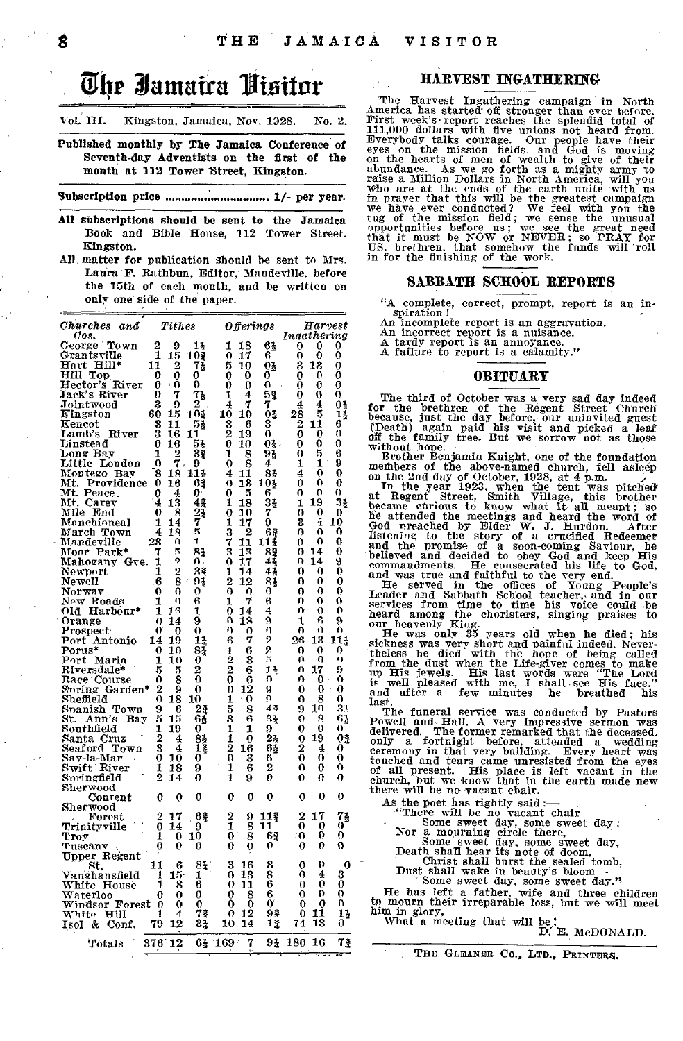# The Jamaica Visitor

Vol. III. Kingston, Jamaica, Nov. 1928. No. 2.

**Published monthly by The Jamaica Conference of Seventh-day Adventists on the first of the month at 112 Tower Street, Kingston.**

**Subscription price ............................... 1/- per year.**

**All subscriptions should be sent to the Jamaica Book and Bible House, 112 Tower Street, Kingston.**

**All matter for publication should be sent to Mrs. Laura F. Rathbun, Editor, Mandeville, before the 15th of each month, and be written on only one side of the paper.**

| Churches and Cos. | Tithes | | | Offerings | | | Harvest Ingathering | | |
|---|---|---|---|---|---|---|---|---|---|
| George Town | 2 | 9 | 1½ | 1 | 18 | 6½ | 0 | 0 | 0 |
| Grantsville | 1 | 15 | 10¾ | 0 | 17 | 6 | 0 | 0 | 0 |
| Hart Hill* | 11 | 2 | 7½ | 5 | 10 | 0½ | 3 | 13 | 0 |
| Hill Top | 0 | 0 | 0 | 0 | 0 | 0 | 0 | 0 | 0 |
| Hector's River | 0 | 0 | 0 | 0 | 0 | 0 | 0 | 0 | 0 |
| Jack's River | 0 | 7 | 7½ | 1 | 4 | 5¾ | 0 | 0 | 0 |
| Jointwood | 3 | 9 | 2 | 4 | 7 | 7 | 4 | 4 | 0½ |
| Kingston | 60 | 15 | 10½ | 10 | 10 | 0½ | 28 | 5 | 1½ |
| Kencot | 3 | 11 | 5½ | 3 | 6 | 3 | 2 | 11 | 6 |
| Lamb's River | 3 | 16 | 11 | 2 | 19 | 0 | 0 | 0 | 0 |
| Linstead | 0 | 16 | 5½ | 0 | 10 | 0½ | 0 | 0 | 0 |
| Long Bay | 1 | 2 | 3¾ | 1 | 8 | 9½ | 0 | 5 | 6 |
| Little London | 0 | 7 | 9 | 0 | 8 | 4 | 1 | 1 | 9 |
| Montego Bay | 8 | 18 | 11½ | 4 | 11 | 8½ | 4 | 0 | 0 |
| Mt. Providence | 0 | 16 | 6¾ | 0 | 13 | 10½ | 0 | 0 | 0 |
| Mt. Peace | 0 | 4 | 0 | 0 | 5 | 6 | 0 | 0 | 0 |
| Mt. Carey | 4 | 13 | 4¾ | 1 | 18 | 3½ | 1 | 19 | 3½ |
| Mile End | 0 | 8 | 2½ | 0 | 10 | 7 | 0 | 0 | 0 |
| Manchioneal | 1 | 14 | 7 | 1 | 17 | 9 | 3 | 4 | 10 |
| March Town | 4 | 18 | 5 | 3 | 2 | 6¾ | 0 | 0 | 0 |
| Mandeville | 23 | 0 | 1 | 7 | 11 | 11½ | 0 | 0 | 0 |
| Moor Park* | 7 | 5 | 8½ | 3 | 13 | 8¾ | 0 | 14 | 0 |
| Mahogany Gve. | 1 | 2 | 0 | 0 | 17 | 4½ | 0 | 14 | 9 |
| Newport | 1 | 2 | 3¾ | 1 | 14 | 4½ | 0 | 0 | 0 |
| Newell | 6 | 8 | 9½ | 2 | 12 | 8½ | 0 | 0 | 0 |
| Norway | 0 | 0 | 0 | 0 | 0 | 0 | 0 | 0 | 0 |
| New Roads | 1 | 0 | 6 | 1 | 7 | 6 | 0 | 0 | 0 |
| Old Harbour* | 1 | 16 | 1 | 0 | 14 | 4 | 0 | 0 | 0 |
| Orange | 0 | 14 | 9 | 0 | 18 | 9 | 1 | 6 | 9 |
| Prospect | 0 | 0 | 0 | 0 | 0 | 0 | 0 | 0 | 0 |
| Port Antonio | 14 | 19 | 1½ | 6 | 7 | 2 | 26 | 13 | 11½ |
| Porus* | 0 | 10 | 8½ | 1 | 6 | 2 | 0 | 0 | 0 |
| Port Maria | 1 | 10 | 0 | 2 | 3 | 5 | 0 | 0 | 0 |
| Riversdale* | 5 | 5 | 2 | 2 | 6 | 1½ | 0 | 17 | 9 |
| Race Course | 0 | 8 | 0 | 0 | 6 | 0 | 0 | 0 | 0 |
| Spring Garden* | 2 | 9 | 0 | 0 | 12 | 9 | 0 | 0 | 0 |
| Sheffield | 0 | 18 | 10 | 1 | 0 | 9 | 0 | 8 | 0 |
| Spanish Town | 9 | 6 | 2¾ | 5 | 8 | 4¾ | 9 | 10 | 3½ |
| St. Ann's Bay | 5 | 15 | 6½ | 3 | 6 | 3½ | 0 | 8 | 6½ |
| Southfield | 1 | 19 | 0 | 1 | 1 | 9 | 0 | 0 | 0 |
| Santa Cruz | 2 | 4 | 8½ | 1 | 0 | 2½ | 0 | 19 | 0¾ |
| Seaford Town | 3 | 4 | 1¾ | 2 | 16 | 6½ | 2 | 4 | 0 |
| Sav-la-Mar | 0 | 10 | 0 | 0 | 3 | 6 | 0 | 0 | 0 |
| Swift River | 1 | 18 | 9 | 1 | 6 | 2 | 0 | 0 | 0 |
| Springfield | 2 | 14 | 0 | 1 | 9 | 0 | 0 | 0 | 0 |
| Sherwood Content | 0 | 0 | 0 | 0 | 0 | 0 | 0 | 0 | 0 |
| Sherwood Forest | 2 | 17 | 6¾ | 2 | 9 | 11¾ | 2 | 17 | 7½ |
| Trinityville | 0 | 14 | 9 | 1 | 8 | 11 | 0 | 0 | 0 |
| Troy | 1 | 0 | 10 | 0 | 8 | 6¾ | 0 | 0 | 0 |
| Tuscany | 0 | 0 | 0 | 0 | 0 | 0 | 0 | 0 | 9 |
| Upper Regent St. | 11 | 6 | 8½ | 3 | 16 | 8 | 0 | 0 | 0 |
| Vaughansfield | 1 | 15 | 1 | 0 | 13 | 8 | 0 | 4 | 3 |
| White House | 1 | 8 | 6 | 0 | 11 | 6 | 0 | 0 | 0 |
| Waterloo | 0 | 0 | 0 | 0 | 8 | 6 | 0 | 0 | 0 |
| Windsor Forest | 0 | 0 | 0 | 0 | 0 | 0 | 0 | 0 | 0 |
| White Hill | 1 | 4 | 7¾ | 0 | 12 | 9¾ | 0 | 11 | 1½ |
| Isol & Conf. | 79 | 12 | 3½ | 10 | 14 | 1¾ | 74 | 13 | 0 |
| Totals | 376 | 12 | 6½ | 169 | 7 | 9½ | 180 | 16 | 7¾ |

## HARVEST INGATHERING

The Harvest Ingathering campaign in North America has started off stronger than ever before. First week's report reaches the splendid total of 111,000 dollars with five unions not heard from. Everybody talks courage. Our people have their eyes on the mission fields, and God is moving on the hearts of men of wealth to give of their abundance. As we go forth as a mighty army to raise a Million Dollars in North America, will you who are at the ends of the earth unite with us in prayer that this will be the greatest campaign we have ever conducted? We feel with you the tug of the mission field; we sense the unusual opportunities before us; we see the great need that it must be NOW or NEVER; so PRAY for US. brethren, that somehow the funds will roll in for the finishing of the work.

## SABBATH SCHOOL REPORTS

"A complete, correct, prompt, report is an inspiration!
An incomplete report is an aggravation.
An incorrect report is a nuisance.
A tardy report is an annoyance.
A failure to report is a calamity."

## OBITUARY

The third of October was a very sad day indeed for the brethren of the Regent Street Church because, just the day before, our uninvited guest (Death) again paid his visit and picked a leaf off the family tree. But we sorrow not as those without hope.

Brother Benjamin Knight, one of the foundation members of the above-named church, fell asleep on the 2nd day of October, 1928, at 4 p.m.

In the year 1923, when the tent was pitched at Regent Street, Smith Village, this brother became curious to know what it all meant; so he attended the meetings and heard the word of God preached by Elder W. J. Hurdon. After listening to the story of a crucified Redeemer and the promise of a soon-coming Saviour, he believed and decided to obey God and keep His commandments. He consecrated his life to God, and was true and faithful to the very end.

He served in the offices of Young People's Leader and Sabbath School teacher, and in our services from time to time his voice could be heard among the choristers, singing praises to our heavenly King.

He was only 35 years old when he died; his sickness was very short and painful indeed. Nevertheless he died with the hope of being called from the dust when the Life-giver comes to make up His jewels. His last words were "The Lord is well pleased with me, I shall see His face." and after a few minutes he breathed his last.

The funeral service was conducted by Pastors Powell and Hall. A very impressive sermon was delivered. The former remarked that the deceased, only a fortnight before, attended a wedding ceremony in that very building. Every heart was touched and tears came unresisted from the eyes of all present. His place is left vacant in the church, but we know that in the earth made new there will be no vacant chair.

As the poet has rightly said:—

"There will be no vacant chair
Some sweet day, some sweet day:
Nor a mourning circle there,
Some sweet day, some sweet day,
Death shall hear its note of doom,
Christ shall burst the sealed tomb,
Dust shall wake in beauty's bloom—
Some sweet day, some sweet day."

He has left a father, wife and three children to mourn their irreparable loss, but we will meet him in glory.

What a meeting that will be!

D. E. McDONALD.

THE GLEANER CO., LTD., PRINTERS.